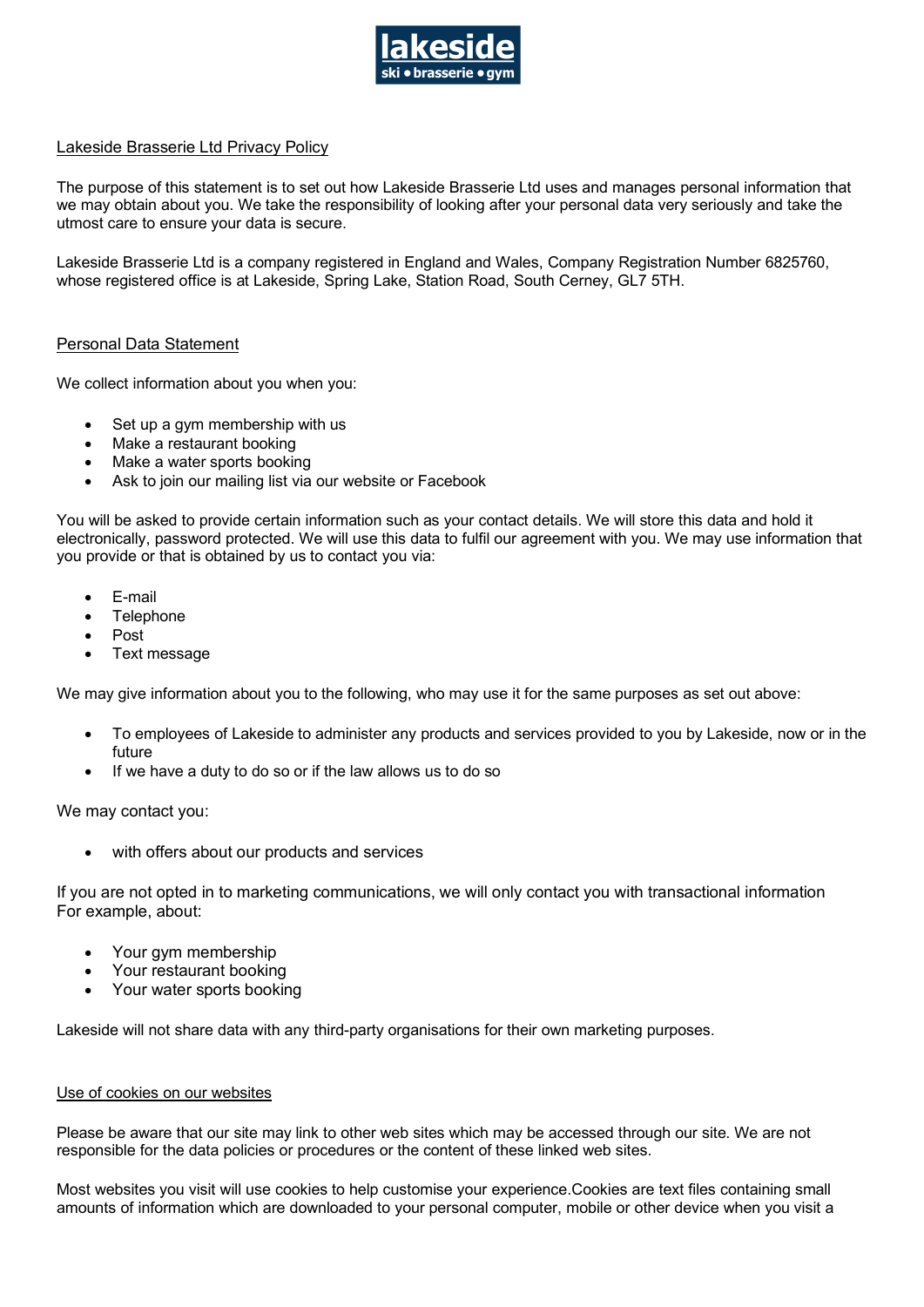lakeside
ski • brasserie • gym

## Lakeside Brasserie Ltd Privacy Policy

The purpose of this statement is to set out how Lakeside Brasserie Ltd uses and manages personal information that we may obtain about you. We take the responsibility of looking after your personal data very seriously and take the utmost care to ensure your data is secure.

Lakeside Brasserie Ltd is a company registered in England and Wales, Company Registration Number 6825760, whose registered office is at Lakeside, Spring Lake, Station Road, South Cerney, GL7 5TH.

## Personal Data Statement

We collect information about you when you:

- Set up a gym membership with us
- Make a restaurant booking
- Make a water sports booking
- Ask to join our mailing list via our website or Facebook

You will be asked to provide certain information such as your contact details. We will store this data and hold it electronically, password protected. We will use this data to fulfil our agreement with you. We may use information that you provide or that is obtained by us to contact you via:

- E-mail
- Telephone
- Post
- Text message

We may give information about you to the following, who may use it for the same purposes as set out above:

- To employees of Lakeside to administer any products and services provided to you by Lakeside, now or in the future
- If we have a duty to do so or if the law allows us to do so

We may contact you:

- with offers about our products and services

If you are not opted in to marketing communications, we will only contact you with transactional information For example, about:

- Your gym membership
- Your restaurant booking
- Your water sports booking

Lakeside will not share data with any third-party organisations for their own marketing purposes.

## Use of cookies on our websites

Please be aware that our site may link to other web sites which may be accessed through our site. We are not responsible for the data policies or procedures or the content of these linked web sites.

Most websites you visit will use cookies to help customise your experience.Cookies are text files containing small amounts of information which are downloaded to your personal computer, mobile or other device when you visit a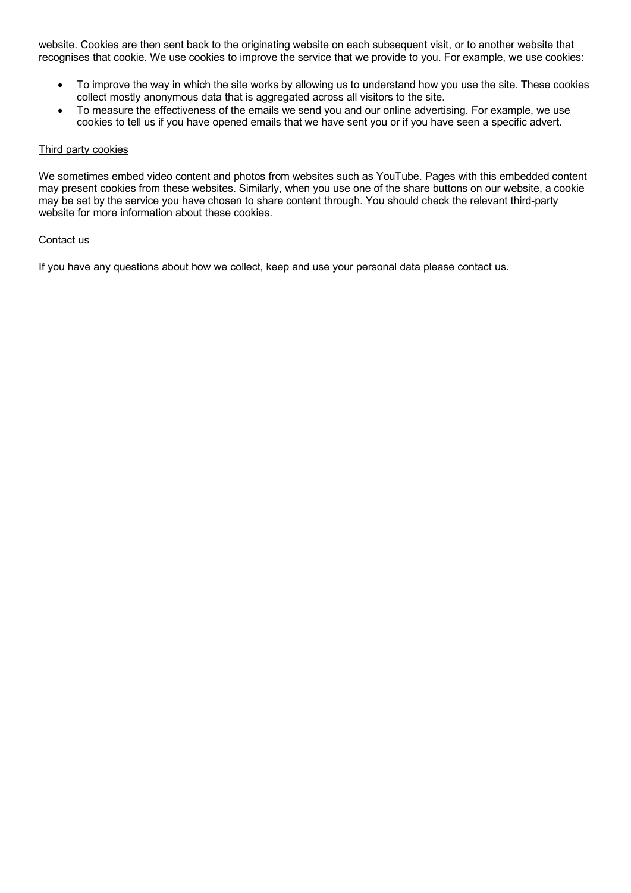website. Cookies are then sent back to the originating website on each subsequent visit, or to another website that recognises that cookie. We use cookies to improve the service that we provide to you. For example, we use cookies:

- To improve the way in which the site works by allowing us to understand how you use the site. These cookies collect mostly anonymous data that is aggregated across all visitors to the site.
- To measure the effectiveness of the emails we send you and our online advertising. For example, we use cookies to tell us if you have opened emails that we have sent you or if you have seen a specific advert.

### Third party cookies

We sometimes embed video content and photos from websites such as YouTube. Pages with this embedded content may present cookies from these websites. Similarly, when you use one of the share buttons on our website, a cookie may be set by the service you have chosen to share content through. You should check the relevant third-party website for more information about these cookies.

### Contact us

If you have any questions about how we collect, keep and use your personal data please contact us.